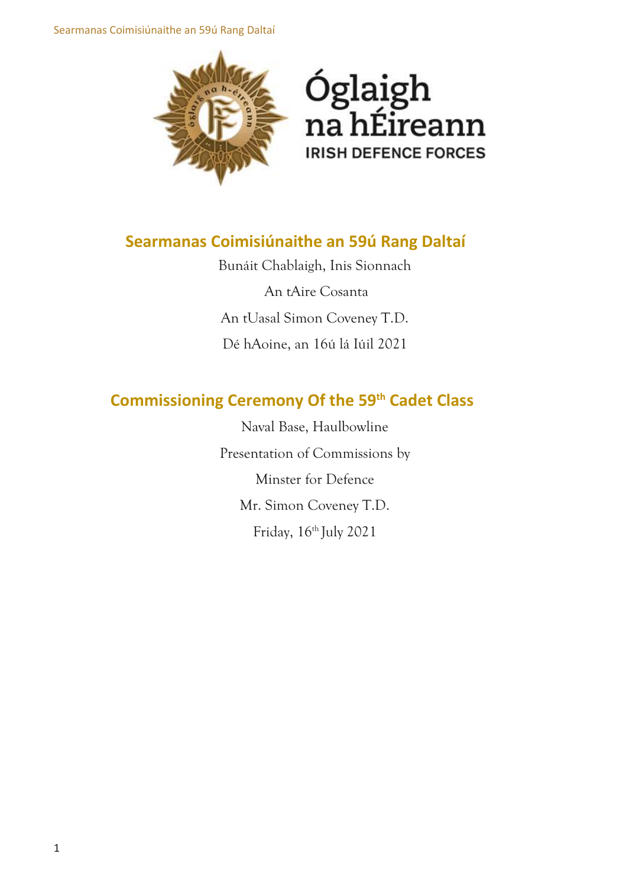Óglaigh na hÉireann

IRISH DEFENCE FORCES

## Searmanas Coimisiúnaithe an 59ú Rang Daltaí

Bunáit Chablaigh, Inis Sionnach

An tAire Cosanta

An tUasal Simon Coveney T.D.

Dé hAoine, an 16ú lá Iúil 2021

## Commissioning Ceremony Of the 59th Cadet Class

Naval Base, Haulbowline

Presentation of Commissions by

Minster for Defence

Mr. Simon Coveney T.D.

Friday, 16th July 2021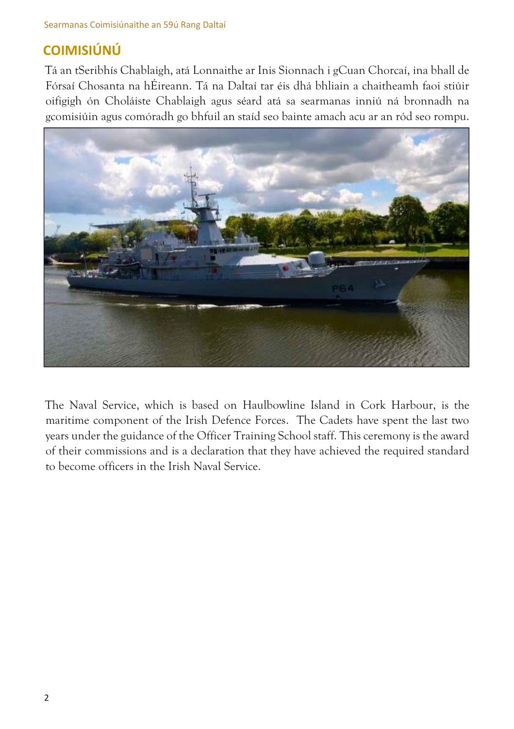## COIMISIÚNÚ

Tá an tSeribhís Chablaigh, atá Lonnaithe ar Inis Sionnach i gCuan Chorcaí, ina bhall de Fórsaí Chosanta na hÉireann. Tá na Daltaí tar éis dhá bhliain a chaitheamh faoi stiúir oifigigh ón Choláiste Chablaigh agus séard atá sa searmanas inniú ná bronnadh na gcomisiúin agus comóradh go bhfuil an staíd seo bainte amach acu ar an ród seo rompu.

The Naval Service, which is based on Haulbowline Island in Cork Harbour, is the maritime component of the Irish Defence Forces. The Cadets have spent the last two years under the guidance of the Officer Training School staff. This ceremony is the award of their commissions and is a declaration that they have achieved the required standard to become officers in the Irish Naval Service.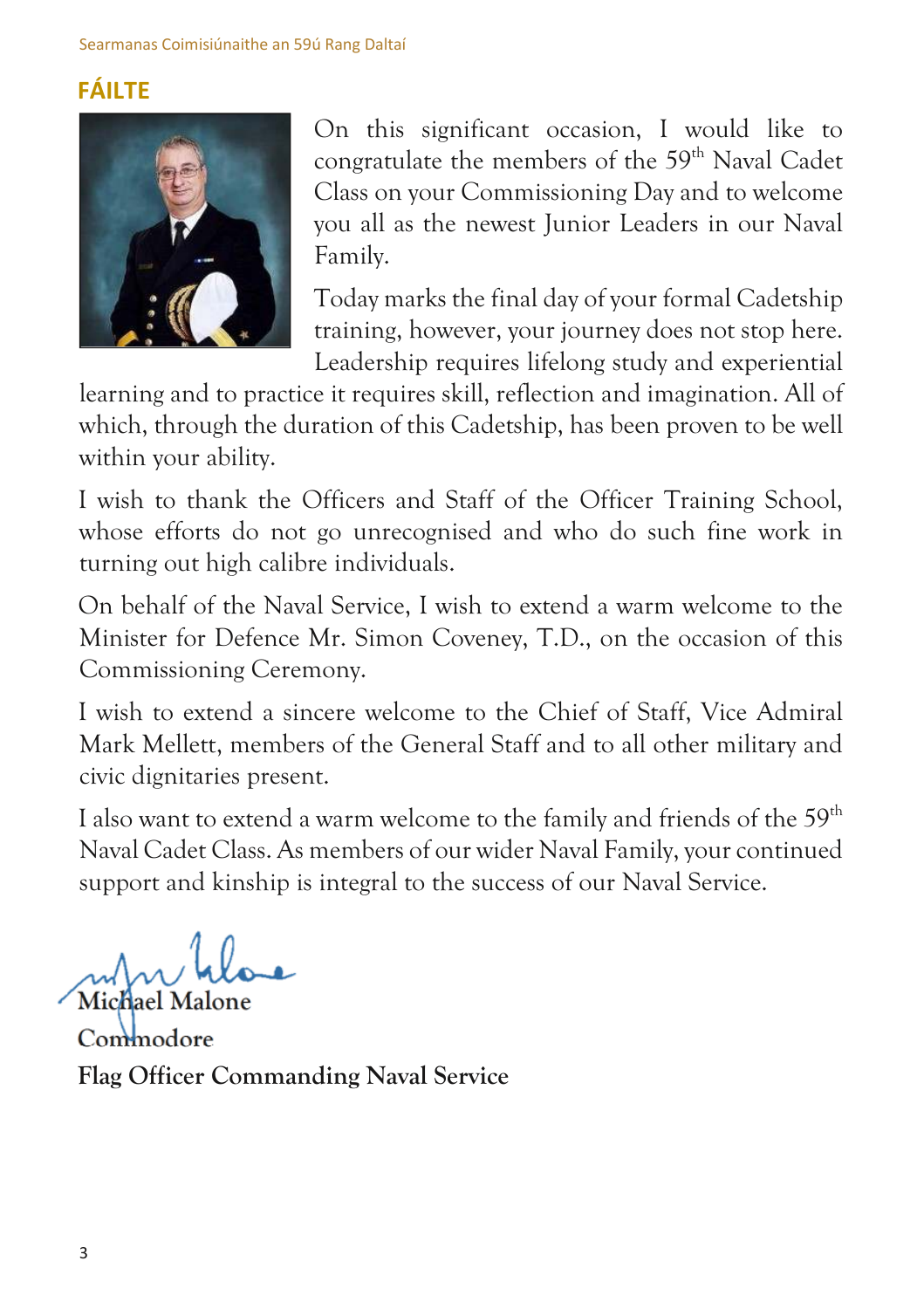## FÁILTE

On this significant occasion, I would like to congratulate the members of the 59th Naval Cadet Class on your Commissioning Day and to welcome you all as the newest Junior Leaders in our Naval Family.

Today marks the final day of your formal Cadetship training, however, your journey does not stop here. Leadership requires lifelong study and experiential learning and to practice it requires skill, reflection and imagination. All of which, through the duration of this Cadetship, has been proven to be well within your ability.

I wish to thank the Officers and Staff of the Officer Training School, whose efforts do not go unrecognised and who do such fine work in turning out high calibre individuals.

On behalf of the Naval Service, I wish to extend a warm welcome to the Minister for Defence Mr. Simon Coveney, T.D., on the occasion of this Commissioning Ceremony.

I wish to extend a sincere welcome to the Chief of Staff, Vice Admiral Mark Mellett, members of the General Staff and to all other military and civic dignitaries present.

I also want to extend a warm welcome to the family and friends of the 59th Naval Cadet Class. As members of our wider Naval Family, your continued support and kinship is integral to the success of our Naval Service.

Michael Malone
Commodore
**Flag Officer Commanding Naval Service**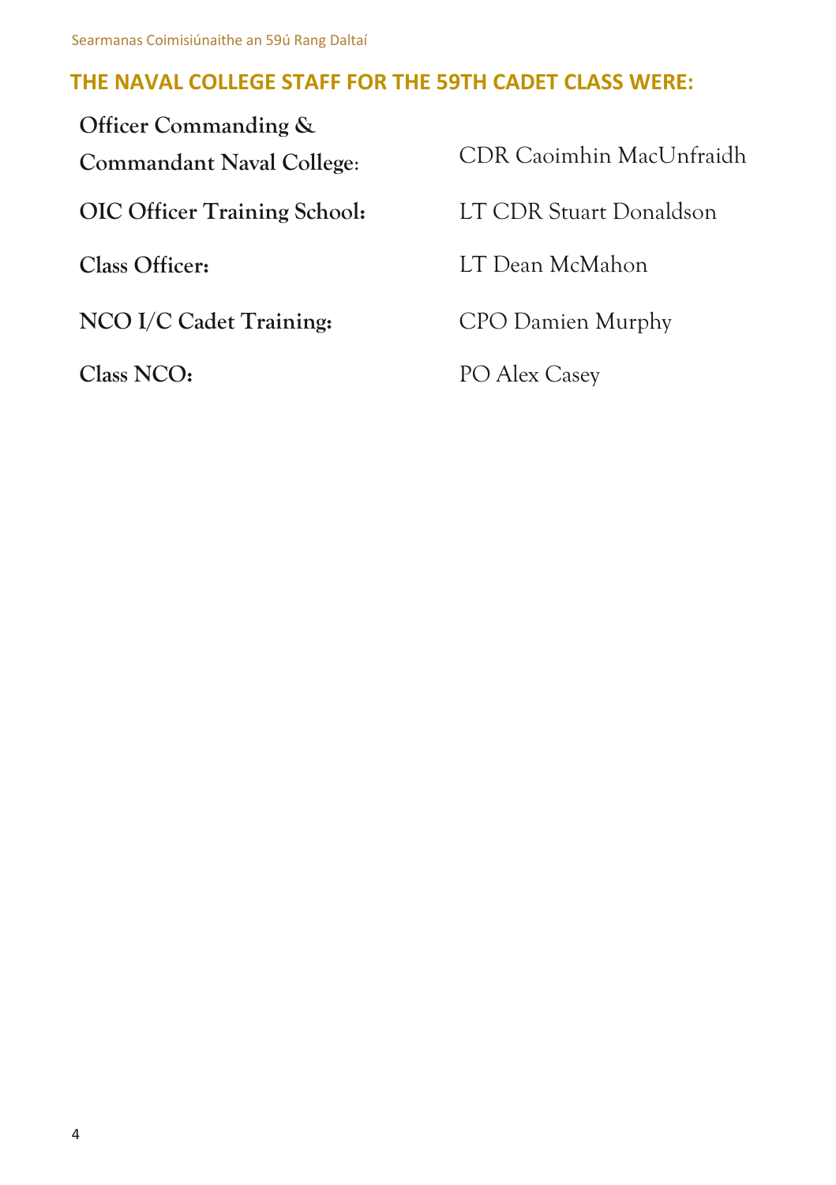## THE NAVAL COLLEGE STAFF FOR THE 59TH CADET CLASS WERE:

| | |
|---|---|
| **Officer Commanding & Commandant Naval College**: | CDR Caoimhin MacUnfraidh |
| **OIC Officer Training School:** | LT CDR Stuart Donaldson |
| **Class Officer:** | LT Dean McMahon |
| **NCO I/C Cadet Training:** | CPO Damien Murphy |
| **Class NCO:** | PO Alex Casey |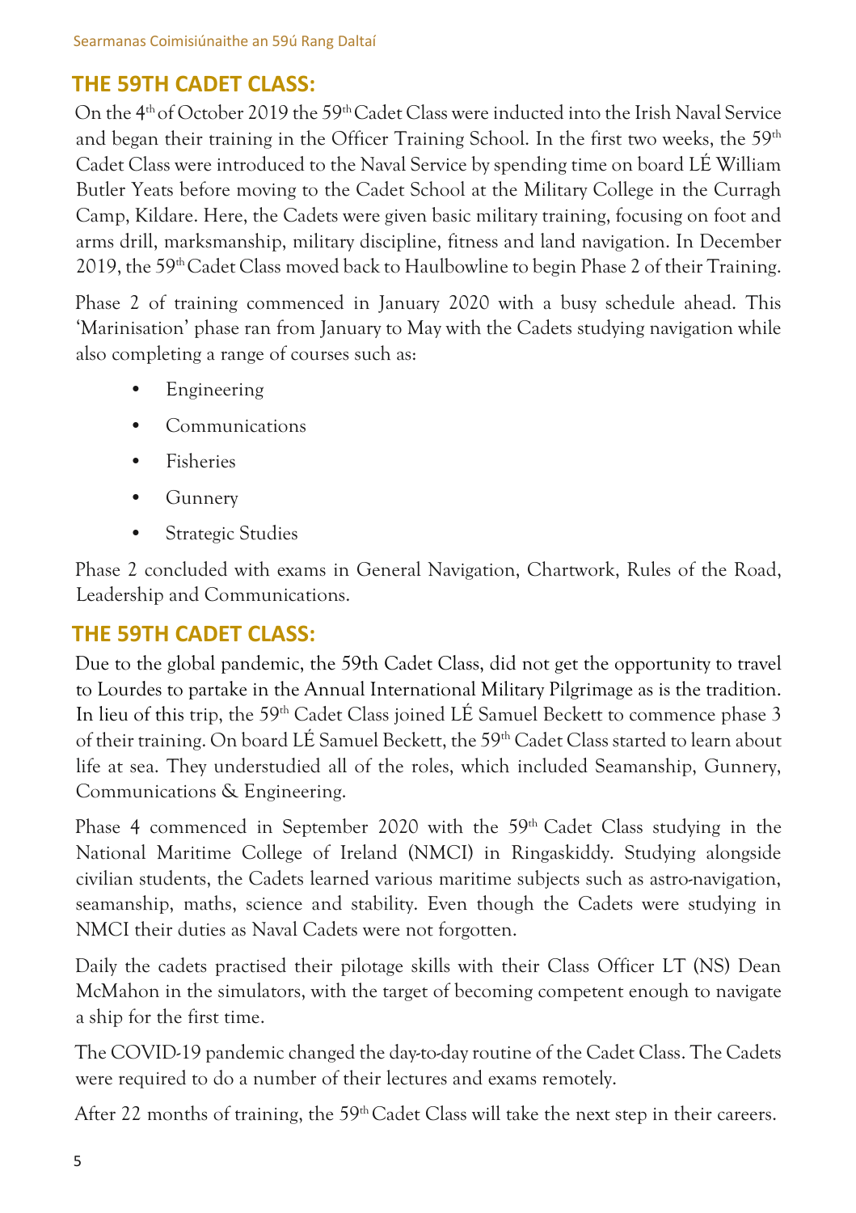## THE 59TH CADET CLASS:

On the 4th of October 2019 the 59th Cadet Class were inducted into the Irish Naval Service and began their training in the Officer Training School. In the first two weeks, the 59th Cadet Class were introduced to the Naval Service by spending time on board LÉ William Butler Yeats before moving to the Cadet School at the Military College in the Curragh Camp, Kildare. Here, the Cadets were given basic military training, focusing on foot and arms drill, marksmanship, military discipline, fitness and land navigation. In December 2019, the 59th Cadet Class moved back to Haulbowline to begin Phase 2 of their Training.

Phase 2 of training commenced in January 2020 with a busy schedule ahead. This 'Marinisation' phase ran from January to May with the Cadets studying navigation while also completing a range of courses such as:

- Engineering
- Communications
- Fisheries
- Gunnery
- Strategic Studies

Phase 2 concluded with exams in General Navigation, Chartwork, Rules of the Road, Leadership and Communications.

## THE 59TH CADET CLASS:

Due to the global pandemic, the 59th Cadet Class, did not get the opportunity to travel to Lourdes to partake in the Annual International Military Pilgrimage as is the tradition. In lieu of this trip, the 59th Cadet Class joined LÉ Samuel Beckett to commence phase 3 of their training. On board LÉ Samuel Beckett, the 59th Cadet Class started to learn about life at sea. They understudied all of the roles, which included Seamanship, Gunnery, Communications & Engineering.

Phase 4 commenced in September 2020 with the 59th Cadet Class studying in the National Maritime College of Ireland (NMCI) in Ringaskiddy. Studying alongside civilian students, the Cadets learned various maritime subjects such as astro-navigation, seamanship, maths, science and stability. Even though the Cadets were studying in NMCI their duties as Naval Cadets were not forgotten.

Daily the cadets practised their pilotage skills with their Class Officer LT (NS) Dean McMahon in the simulators, with the target of becoming competent enough to navigate a ship for the first time.

The COVID-19 pandemic changed the day-to-day routine of the Cadet Class. The Cadets were required to do a number of their lectures and exams remotely.

After 22 months of training, the 59th Cadet Class will take the next step in their careers.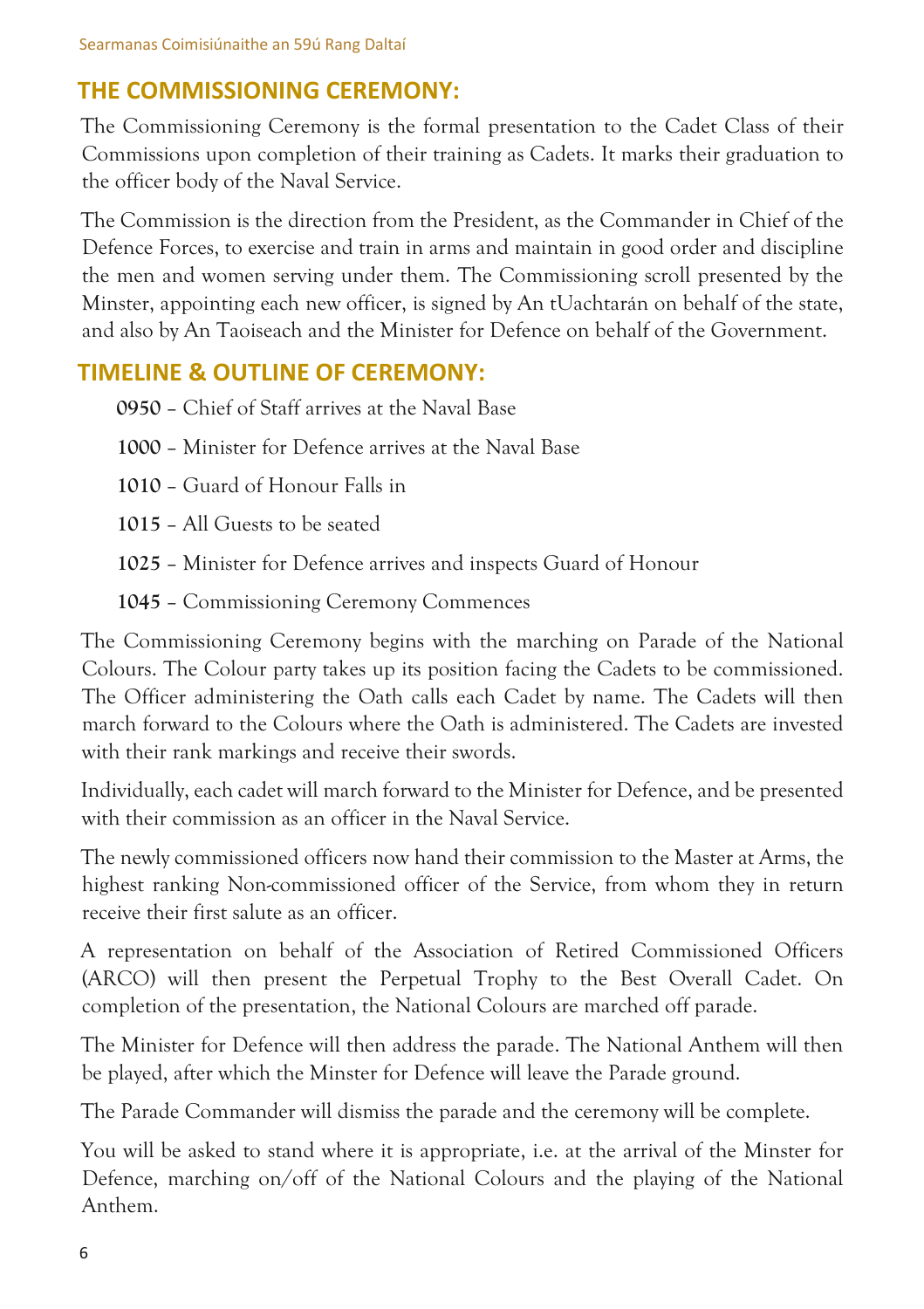## THE COMMISSIONING CEREMONY:

The Commissioning Ceremony is the formal presentation to the Cadet Class of their Commissions upon completion of their training as Cadets. It marks their graduation to the officer body of the Naval Service.

The Commission is the direction from the President, as the Commander in Chief of the Defence Forces, to exercise and train in arms and maintain in good order and discipline the men and women serving under them. The Commissioning scroll presented by the Minster, appointing each new officer, is signed by An tUachtarán on behalf of the state, and also by An Taoiseach and the Minister for Defence on behalf of the Government.

## TIMELINE & OUTLINE OF CEREMONY:

- **0950** – Chief of Staff arrives at the Naval Base
- **1000** – Minister for Defence arrives at the Naval Base
- **1010** – Guard of Honour Falls in
- **1015** – All Guests to be seated
- **1025** – Minister for Defence arrives and inspects Guard of Honour
- **1045** – Commissioning Ceremony Commences

The Commissioning Ceremony begins with the marching on Parade of the National Colours. The Colour party takes up its position facing the Cadets to be commissioned. The Officer administering the Oath calls each Cadet by name. The Cadets will then march forward to the Colours where the Oath is administered. The Cadets are invested with their rank markings and receive their swords.

Individually, each cadet will march forward to the Minister for Defence, and be presented with their commission as an officer in the Naval Service.

The newly commissioned officers now hand their commission to the Master at Arms, the highest ranking Non-commissioned officer of the Service, from whom they in return receive their first salute as an officer.

A representation on behalf of the Association of Retired Commissioned Officers (ARCO) will then present the Perpetual Trophy to the Best Overall Cadet. On completion of the presentation, the National Colours are marched off parade.

The Minister for Defence will then address the parade. The National Anthem will then be played, after which the Minster for Defence will leave the Parade ground.

The Parade Commander will dismiss the parade and the ceremony will be complete.

You will be asked to stand where it is appropriate, i.e. at the arrival of the Minster for Defence, marching on/off of the National Colours and the playing of the National Anthem.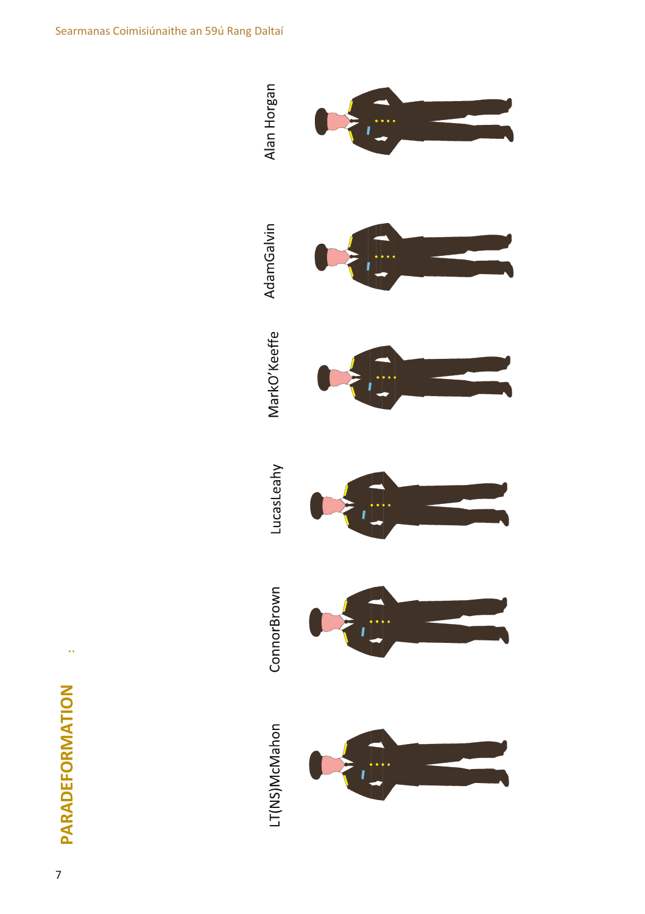## PARADEFORMATION

:

LT(NS)McMahon

ConnorBrown

LucasLeahy

MarkO'Keeffe

AdamGalvin

Alan Horgan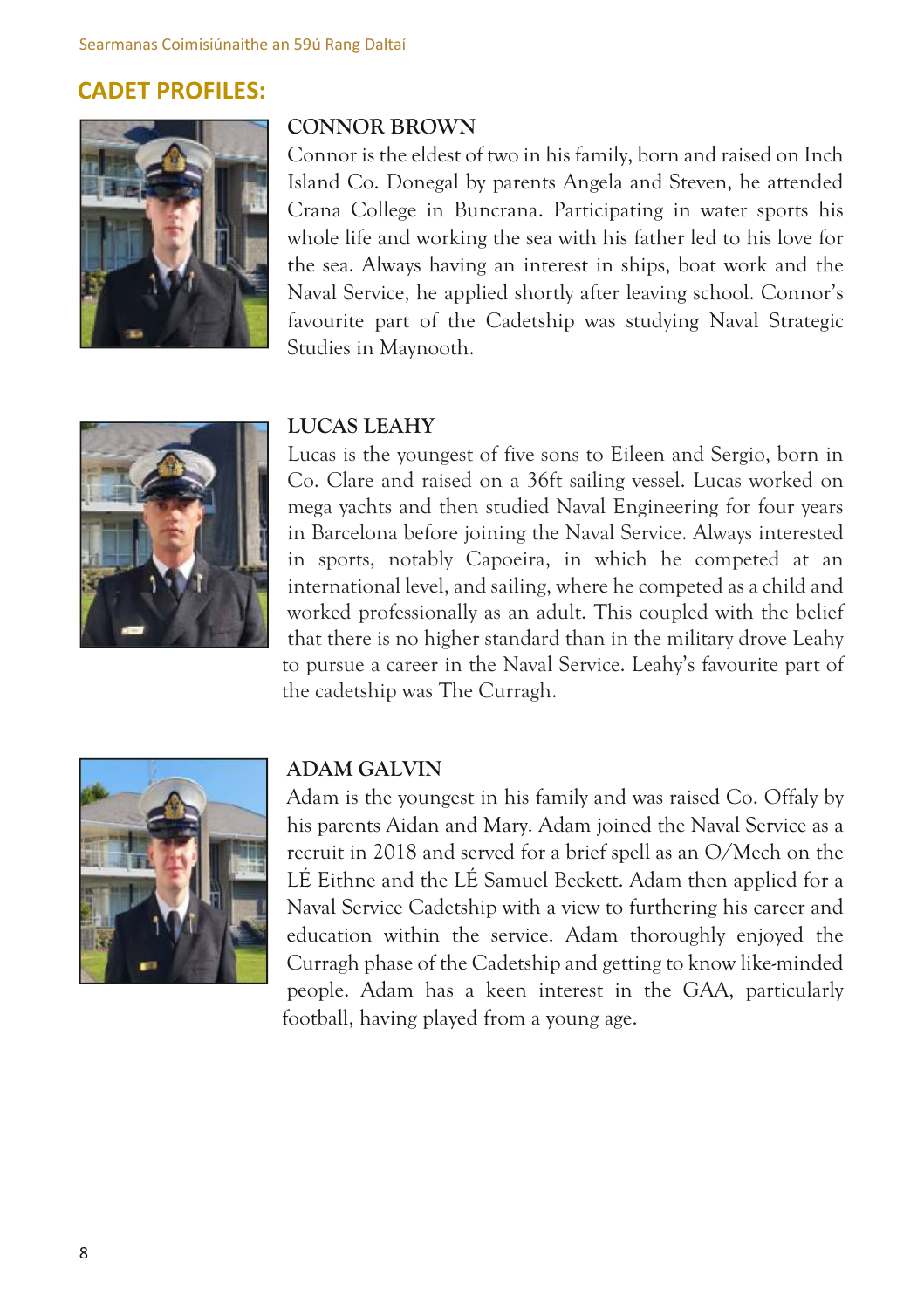## CADET PROFILES:

### CONNOR BROWN

Connor is the eldest of two in his family, born and raised on Inch Island Co. Donegal by parents Angela and Steven, he attended Crana College in Buncrana. Participating in water sports his whole life and working the sea with his father led to his love for the sea. Always having an interest in ships, boat work and the Naval Service, he applied shortly after leaving school. Connor's favourite part of the Cadetship was studying Naval Strategic Studies in Maynooth.

### LUCAS LEAHY

Lucas is the youngest of five sons to Eileen and Sergio, born in Co. Clare and raised on a 36ft sailing vessel. Lucas worked on mega yachts and then studied Naval Engineering for four years in Barcelona before joining the Naval Service. Always interested in sports, notably Capoeira, in which he competed at an international level, and sailing, where he competed as a child and worked professionally as an adult. This coupled with the belief that there is no higher standard than in the military drove Leahy to pursue a career in the Naval Service. Leahy's favourite part of the cadetship was The Curragh.

### ADAM GALVIN

Adam is the youngest in his family and was raised Co. Offaly by his parents Aidan and Mary. Adam joined the Naval Service as a recruit in 2018 and served for a brief spell as an O/Mech on the LÉ Eithne and the LÉ Samuel Beckett. Adam then applied for a Naval Service Cadetship with a view to furthering his career and education within the service. Adam thoroughly enjoyed the Curragh phase of the Cadetship and getting to know like-minded people. Adam has a keen interest in the GAA, particularly football, having played from a young age.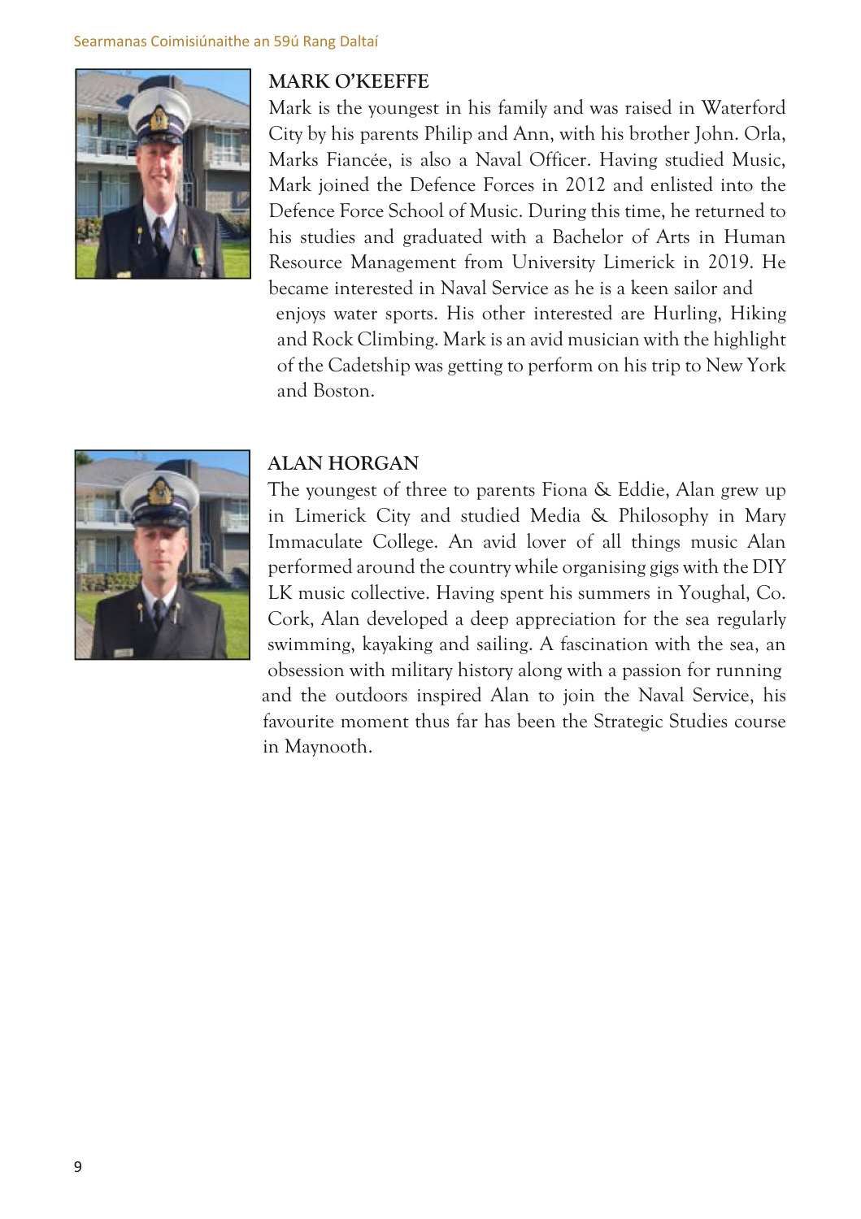## MARK O'KEEFFE

Mark is the youngest in his family and was raised in Waterford City by his parents Philip and Ann, with his brother John. Orla, Marks Fiancée, is also a Naval Officer. Having studied Music, Mark joined the Defence Forces in 2012 and enlisted into the Defence Force School of Music. During this time, he returned to his studies and graduated with a Bachelor of Arts in Human Resource Management from University Limerick in 2019. He became interested in Naval Service as he is a keen sailor and enjoys water sports. His other interested are Hurling, Hiking and Rock Climbing. Mark is an avid musician with the highlight of the Cadetship was getting to perform on his trip to New York and Boston.

## ALAN HORGAN

The youngest of three to parents Fiona & Eddie, Alan grew up in Limerick City and studied Media & Philosophy in Mary Immaculate College. An avid lover of all things music Alan performed around the country while organising gigs with the DIY LK music collective. Having spent his summers in Youghal, Co. Cork, Alan developed a deep appreciation for the sea regularly swimming, kayaking and sailing. A fascination with the sea, an obsession with military history along with a passion for running and the outdoors inspired Alan to join the Naval Service, his favourite moment thus far has been the Strategic Studies course in Maynooth.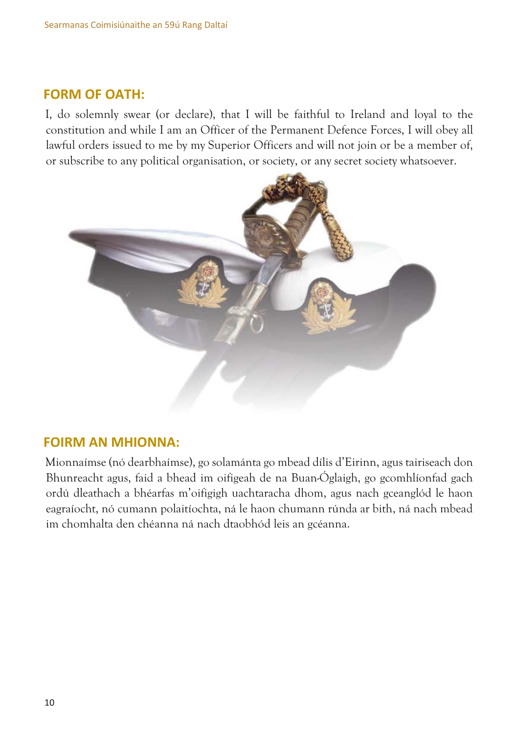## FORM OF OATH:

I, do solemnly swear (or declare), that I will be faithful to Ireland and loyal to the constitution and while I am an Officer of the Permanent Defence Forces, I will obey all lawful orders issued to me by my Superior Officers and will not join or be a member of, or subscribe to any political organisation, or society, or any secret society whatsoever.

## FOIRM AN MHIONNA:

Mionnaímse (nó dearbhaímse), go solamánta go mbead dílis d'Eirinn, agus tairiseach don Bhunreacht agus, faid a bhead im oifigeah de na Buan-Óglaigh, go gcomhlíonfad gach ordú dleathach a bhéarfas m'oifigigh uachtaracha dhom, agus nach gceanglód le haon eagraíocht, nó cumann polaitíochta, ná le haon chumann rúnda ar bith, ná nach mbead im chomhalta den chéanna ná nach dtaobhód leis an gcéanna.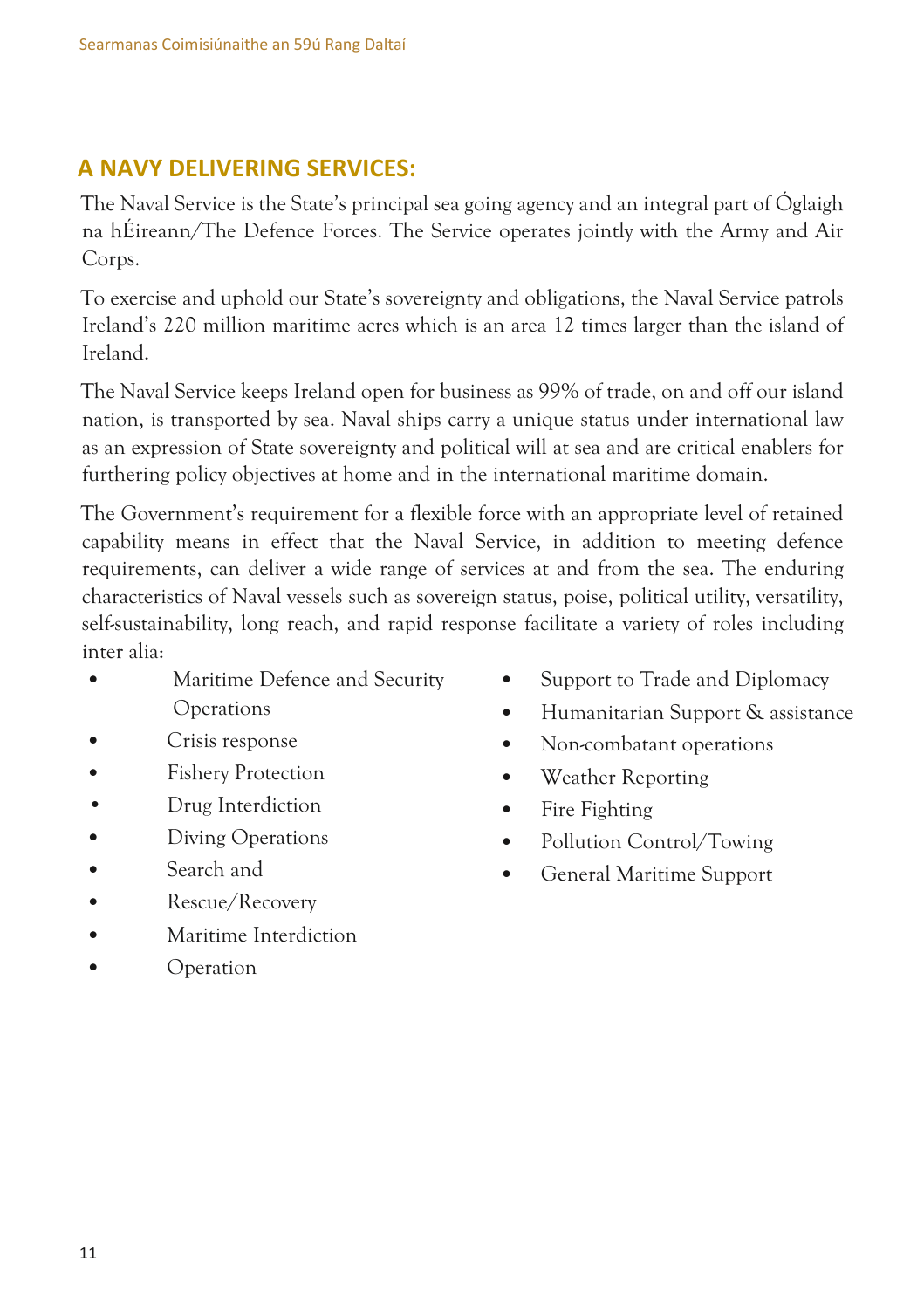## A NAVY DELIVERING SERVICES:

The Naval Service is the State's principal sea going agency and an integral part of Óglaigh na hÉireann/The Defence Forces. The Service operates jointly with the Army and Air Corps.

To exercise and uphold our State's sovereignty and obligations, the Naval Service patrols Ireland's 220 million maritime acres which is an area 12 times larger than the island of Ireland.

The Naval Service keeps Ireland open for business as 99% of trade, on and off our island nation, is transported by sea. Naval ships carry a unique status under international law as an expression of State sovereignty and political will at sea and are critical enablers for furthering policy objectives at home and in the international maritime domain.

The Government's requirement for a flexible force with an appropriate level of retained capability means in effect that the Naval Service, in addition to meeting defence requirements, can deliver a wide range of services at and from the sea. The enduring characteristics of Naval vessels such as sovereign status, poise, political utility, versatility, self-sustainability, long reach, and rapid response facilitate a variety of roles including inter alia:

- Maritime Defence and Security Operations
- Crisis response
- Fishery Protection
- Drug Interdiction
- Diving Operations
- Search and
- Rescue/Recovery
- Maritime Interdiction
- Operation
- Support to Trade and Diplomacy
- Humanitarian Support & assistance
- Non-combatant operations
- Weather Reporting
- Fire Fighting
- Pollution Control/Towing
- General Maritime Support